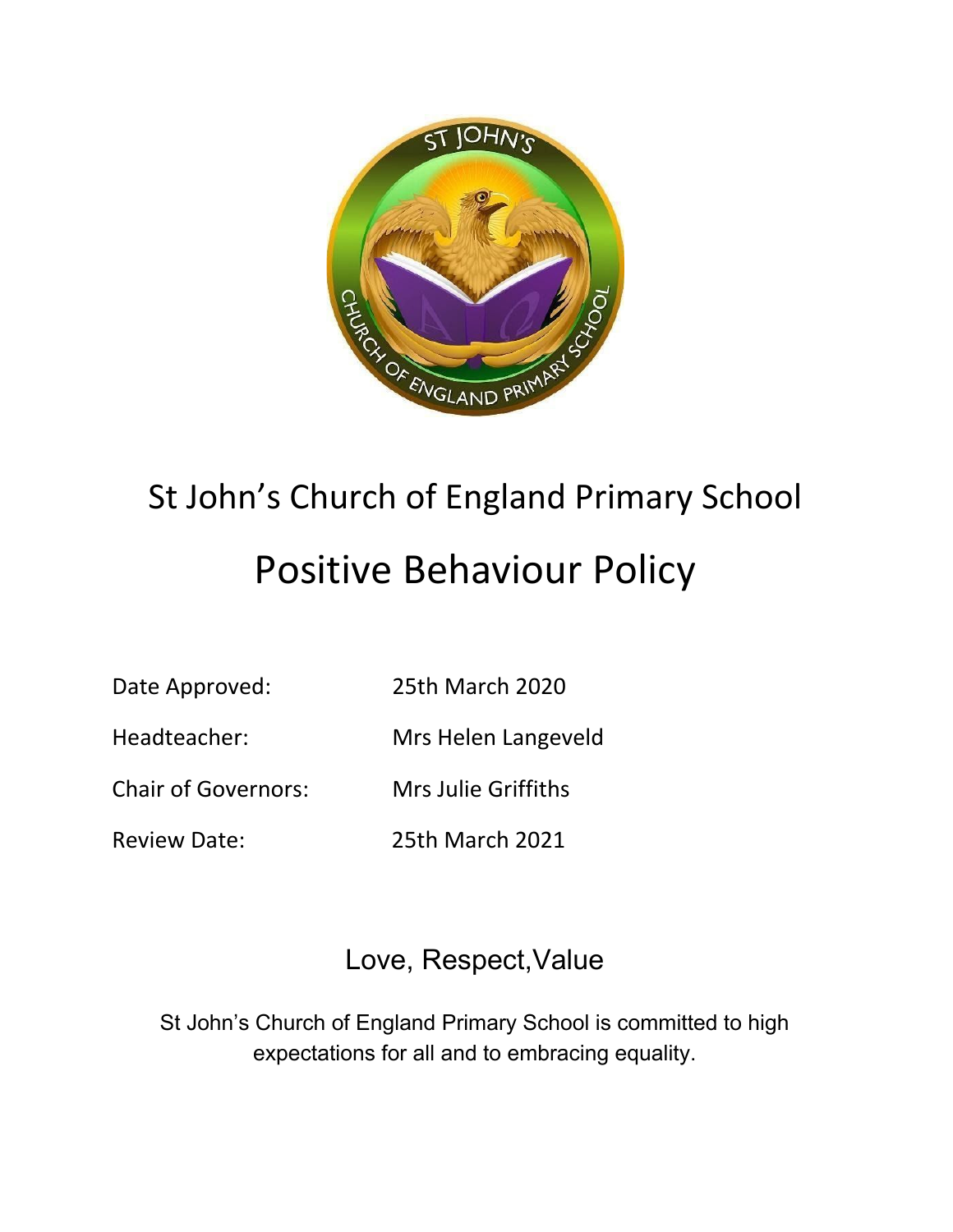# St John's Church of England Primary School

# Positive Behaviour Policy

| | |
|---|---|
| Date Approved: | 25th March 2020 |
| Headteacher: | Mrs Helen Langeveld |
| Chair of Governors: | Mrs Julie Griffiths |
| Review Date: | 25th March 2021 |

## Love, Respect,Value

St John's Church of England Primary School is committed to high expectations for all and to embracing equality.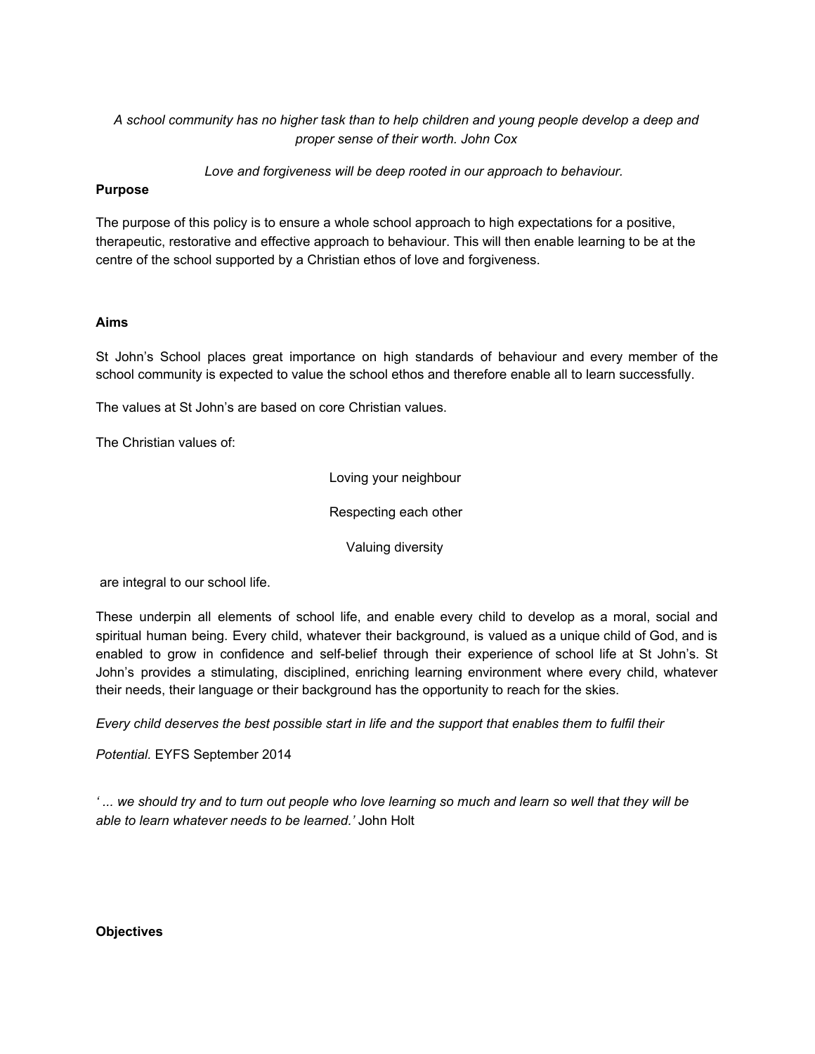*A school community has no higher task than to help children and young people develop a deep and proper sense of their worth. John Cox*

*Love and forgiveness will be deep rooted in our approach to behaviour.*

**Purpose**

The purpose of this policy is to ensure a whole school approach to high expectations for a positive, therapeutic, restorative and effective approach to behaviour. This will then enable learning to be at the centre of the school supported by a Christian ethos of love and forgiveness.

**Aims**

St John's School places great importance on high standards of behaviour and every member of the school community is expected to value the school ethos and therefore enable all to learn successfully.

The values at St John's are based on core Christian values.

The Christian values of:

Loving your neighbour

Respecting each other

Valuing diversity

are integral to our school life.

These underpin all elements of school life, and enable every child to develop as a moral, social and spiritual human being. Every child, whatever their background, is valued as a unique child of God, and is enabled to grow in confidence and self-belief through their experience of school life at St John's. St John's provides a stimulating, disciplined, enriching learning environment where every child, whatever their needs, their language or their background has the opportunity to reach for the skies.

*Every child deserves the best possible start in life and the support that enables them to fulfil their*

*Potential.* EYFS September 2014

*' ... we should try and to turn out people who love learning so much and learn so well that they will be able to learn whatever needs to be learned.'* John Holt

**Objectives**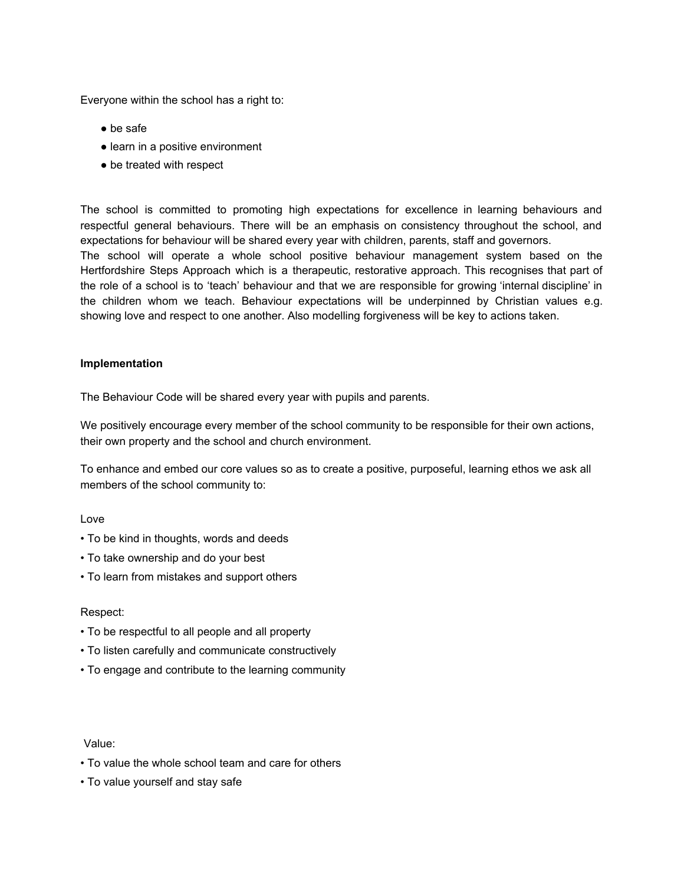Everyone within the school has a right to:

- be safe
- learn in a positive environment
- be treated with respect

The school is committed to promoting high expectations for excellence in learning behaviours and respectful general behaviours. There will be an emphasis on consistency throughout the school, and expectations for behaviour will be shared every year with children, parents, staff and governors.
The school will operate a whole school positive behaviour management system based on the Hertfordshire Steps Approach which is a therapeutic, restorative approach. This recognises that part of the role of a school is to 'teach' behaviour and that we are responsible for growing 'internal discipline' in the children whom we teach. Behaviour expectations will be underpinned by Christian values e.g. showing love and respect to one another. Also modelling forgiveness will be key to actions taken.

**Implementation**

The Behaviour Code will be shared every year with pupils and parents.

We positively encourage every member of the school community to be responsible for their own actions, their own property and the school and church environment.

To enhance and embed our core values so as to create a positive, purposeful, learning ethos we ask all members of the school community to:

Love

- To be kind in thoughts, words and deeds
- To take ownership and do your best
- To learn from mistakes and support others

Respect:

- To be respectful to all people and all property
- To listen carefully and communicate constructively
- To engage and contribute to the learning community

Value:

- To value the whole school team and care for others
- To value yourself and stay safe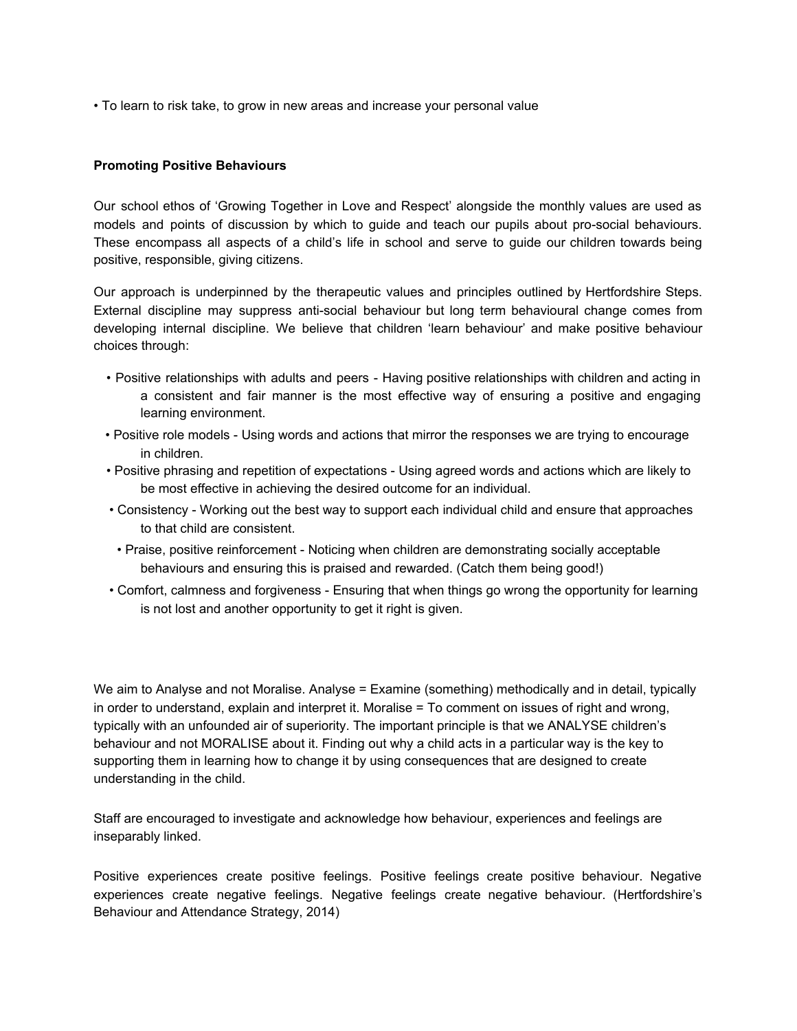- To learn to risk take, to grow in new areas and increase your personal value

**Promoting Positive Behaviours**

Our school ethos of 'Growing Together in Love and Respect' alongside the monthly values are used as models and points of discussion by which to guide and teach our pupils about pro-social behaviours. These encompass all aspects of a child's life in school and serve to guide our children towards being positive, responsible, giving citizens.

Our approach is underpinned by the therapeutic values and principles outlined by Hertfordshire Steps. External discipline may suppress anti-social behaviour but long term behavioural change comes from developing internal discipline. We believe that children 'learn behaviour' and make positive behaviour choices through:

- Positive relationships with adults and peers - Having positive relationships with children and acting in a consistent and fair manner is the most effective way of ensuring a positive and engaging learning environment.
- Positive role models - Using words and actions that mirror the responses we are trying to encourage in children.
- Positive phrasing and repetition of expectations - Using agreed words and actions which are likely to be most effective in achieving the desired outcome for an individual.
- Consistency - Working out the best way to support each individual child and ensure that approaches to that child are consistent.
- Praise, positive reinforcement - Noticing when children are demonstrating socially acceptable behaviours and ensuring this is praised and rewarded. (Catch them being good!)
- Comfort, calmness and forgiveness - Ensuring that when things go wrong the opportunity for learning is not lost and another opportunity to get it right is given.

We aim to Analyse and not Moralise. Analyse = Examine (something) methodically and in detail, typically in order to understand, explain and interpret it. Moralise = To comment on issues of right and wrong, typically with an unfounded air of superiority. The important principle is that we ANALYSE children's behaviour and not MORALISE about it. Finding out why a child acts in a particular way is the key to supporting them in learning how to change it by using consequences that are designed to create understanding in the child.

Staff are encouraged to investigate and acknowledge how behaviour, experiences and feelings are inseparably linked.

Positive experiences create positive feelings. Positive feelings create positive behaviour. Negative experiences create negative feelings. Negative feelings create negative behaviour. (Hertfordshire's Behaviour and Attendance Strategy, 2014)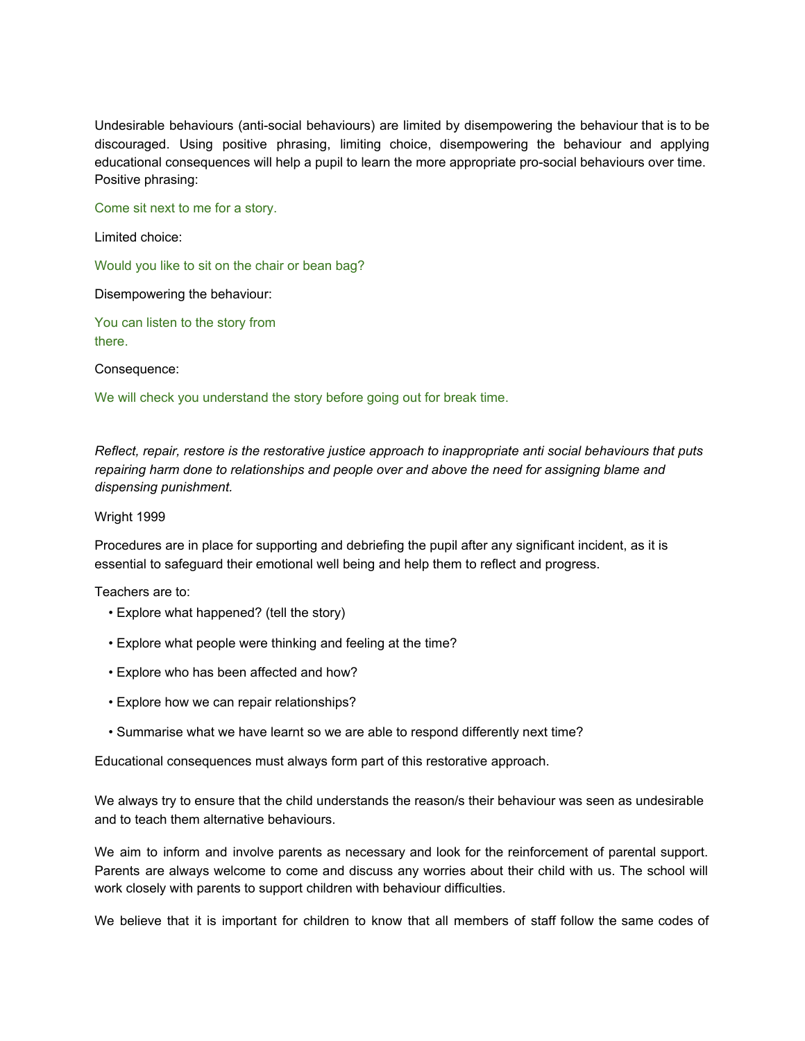Undesirable behaviours (anti-social behaviours) are limited by disempowering the behaviour that is to be discouraged. Using positive phrasing, limiting choice, disempowering the behaviour and applying educational consequences will help a pupil to learn the more appropriate pro-social behaviours over time. Positive phrasing:

Come sit next to me for a story.

Limited choice:

Would you like to sit on the chair or bean bag?

Disempowering the behaviour:

You can listen to the story from there.

Consequence:

We will check you understand the story before going out for break time.

*Reflect, repair, restore is the restorative justice approach to inappropriate anti social behaviours that puts repairing harm done to relationships and people over and above the need for assigning blame and dispensing punishment.*

Wright 1999

Procedures are in place for supporting and debriefing the pupil after any significant incident, as it is essential to safeguard their emotional well being and help them to reflect and progress.

Teachers are to:

- Explore what happened? (tell the story)
- Explore what people were thinking and feeling at the time?
- Explore who has been affected and how?
- Explore how we can repair relationships?
- Summarise what we have learnt so we are able to respond differently next time?

Educational consequences must always form part of this restorative approach.

We always try to ensure that the child understands the reason/s their behaviour was seen as undesirable and to teach them alternative behaviours.

We aim to inform and involve parents as necessary and look for the reinforcement of parental support. Parents are always welcome to come and discuss any worries about their child with us. The school will work closely with parents to support children with behaviour difficulties.

We believe that it is important for children to know that all members of staff follow the same codes of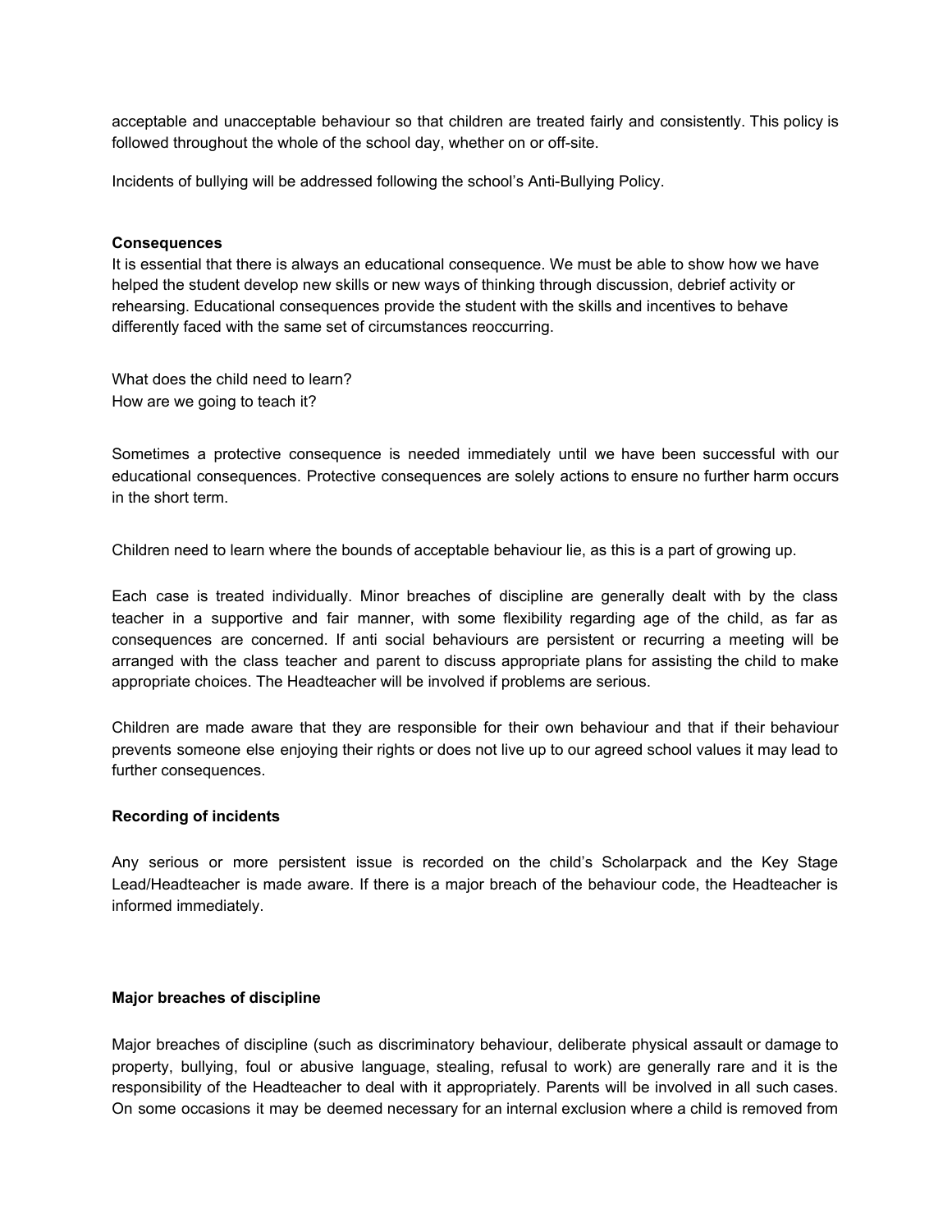acceptable and unacceptable behaviour so that children are treated fairly and consistently. This policy is followed throughout the whole of the school day, whether on or off-site.

Incidents of bullying will be addressed following the school's Anti-Bullying Policy.

**Consequences**

It is essential that there is always an educational consequence. We must be able to show how we have helped the student develop new skills or new ways of thinking through discussion, debrief activity or rehearsing. Educational consequences provide the student with the skills and incentives to behave differently faced with the same set of circumstances reoccurring.

What does the child need to learn?
How are we going to teach it?

Sometimes a protective consequence is needed immediately until we have been successful with our educational consequences. Protective consequences are solely actions to ensure no further harm occurs in the short term.

Children need to learn where the bounds of acceptable behaviour lie, as this is a part of growing up.

Each case is treated individually. Minor breaches of discipline are generally dealt with by the class teacher in a supportive and fair manner, with some flexibility regarding age of the child, as far as consequences are concerned. If anti social behaviours are persistent or recurring a meeting will be arranged with the class teacher and parent to discuss appropriate plans for assisting the child to make appropriate choices. The Headteacher will be involved if problems are serious.

Children are made aware that they are responsible for their own behaviour and that if their behaviour prevents someone else enjoying their rights or does not live up to our agreed school values it may lead to further consequences.

**Recording of incidents**

Any serious or more persistent issue is recorded on the child's Scholarpack and the Key Stage Lead/Headteacher is made aware. If there is a major breach of the behaviour code, the Headteacher is informed immediately.

**Major breaches of discipline**

Major breaches of discipline (such as discriminatory behaviour, deliberate physical assault or damage to property, bullying, foul or abusive language, stealing, refusal to work) are generally rare and it is the responsibility of the Headteacher to deal with it appropriately. Parents will be involved in all such cases. On some occasions it may be deemed necessary for an internal exclusion where a child is removed from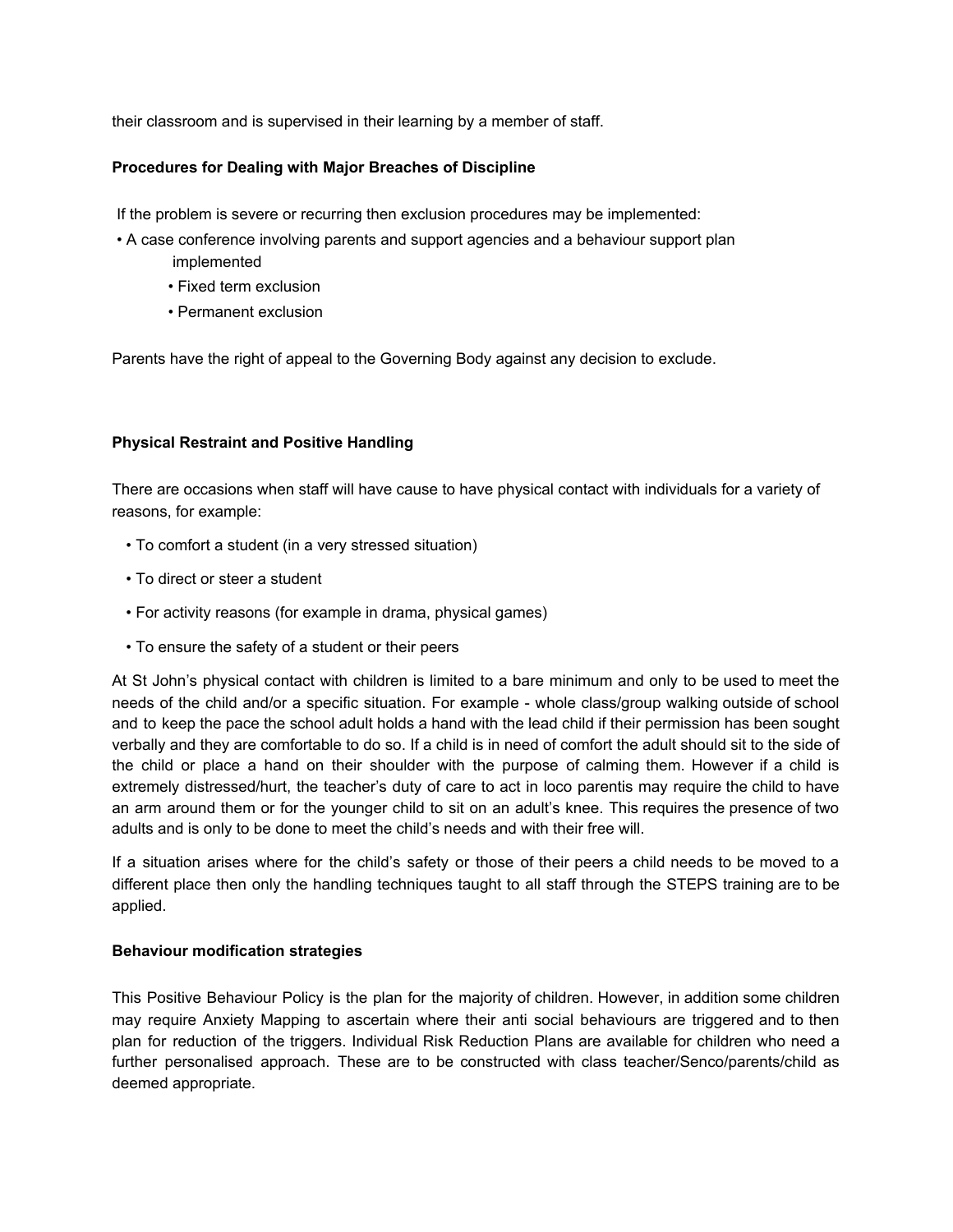their classroom and is supervised in their learning by a member of staff.

**Procedures for Dealing with Major Breaches of Discipline**

If the problem is severe or recurring then exclusion procedures may be implemented:

- A case conference involving parents and support agencies and a behaviour support plan implemented
  - Fixed term exclusion
  - Permanent exclusion

Parents have the right of appeal to the Governing Body against any decision to exclude.

**Physical Restraint and Positive Handling**

There are occasions when staff will have cause to have physical contact with individuals for a variety of reasons, for example:

- To comfort a student (in a very stressed situation)
- To direct or steer a student
- For activity reasons (for example in drama, physical games)
- To ensure the safety of a student or their peers

At St John's physical contact with children is limited to a bare minimum and only to be used to meet the needs of the child and/or a specific situation. For example - whole class/group walking outside of school and to keep the pace the school adult holds a hand with the lead child if their permission has been sought verbally and they are comfortable to do so. If a child is in need of comfort the adult should sit to the side of the child or place a hand on their shoulder with the purpose of calming them. However if a child is extremely distressed/hurt, the teacher's duty of care to act in loco parentis may require the child to have an arm around them or for the younger child to sit on an adult's knee. This requires the presence of two adults and is only to be done to meet the child's needs and with their free will.

If a situation arises where for the child's safety or those of their peers a child needs to be moved to a different place then only the handling techniques taught to all staff through the STEPS training are to be applied.

**Behaviour modification strategies**

This Positive Behaviour Policy is the plan for the majority of children. However, in addition some children may require Anxiety Mapping to ascertain where their anti social behaviours are triggered and to then plan for reduction of the triggers. Individual Risk Reduction Plans are available for children who need a further personalised approach. These are to be constructed with class teacher/Senco/parents/child as deemed appropriate.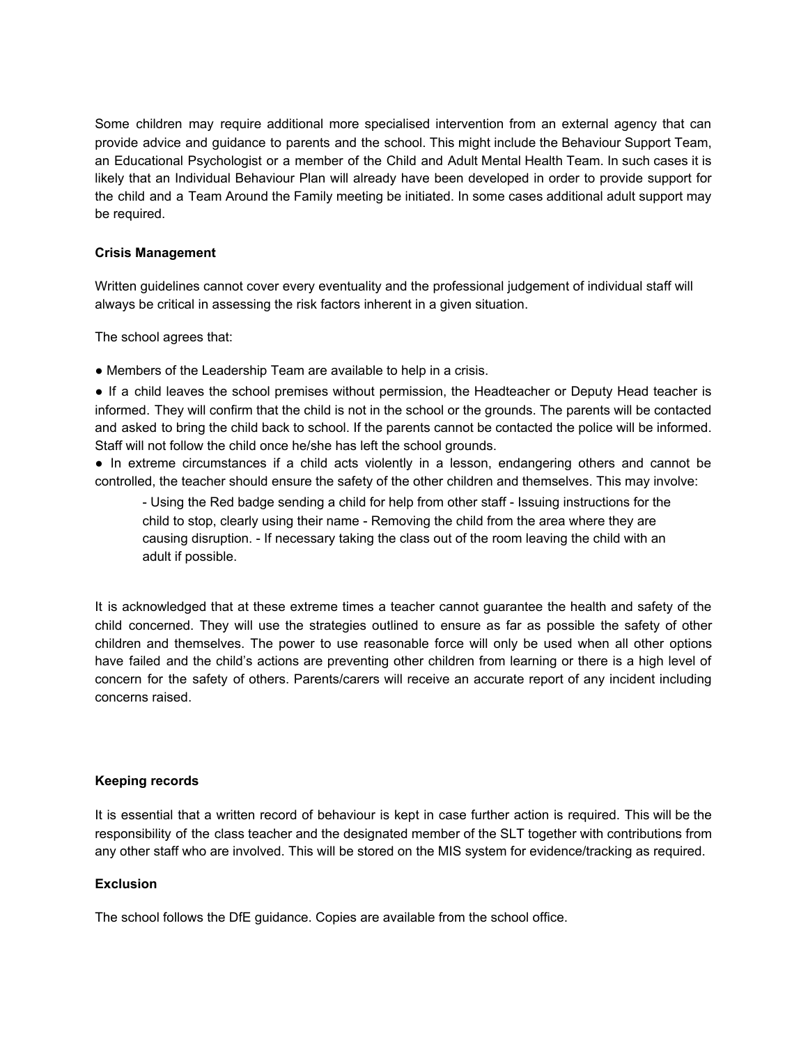Some children may require additional more specialised intervention from an external agency that can provide advice and guidance to parents and the school. This might include the Behaviour Support Team, an Educational Psychologist or a member of the Child and Adult Mental Health Team. In such cases it is likely that an Individual Behaviour Plan will already have been developed in order to provide support for the child and a Team Around the Family meeting be initiated. In some cases additional adult support may be required.

**Crisis Management**

Written guidelines cannot cover every eventuality and the professional judgement of individual staff will always be critical in assessing the risk factors inherent in a given situation.

The school agrees that:

● Members of the Leadership Team are available to help in a crisis.

● If a child leaves the school premises without permission, the Headteacher or Deputy Head teacher is informed. They will confirm that the child is not in the school or the grounds. The parents will be contacted and asked to bring the child back to school. If the parents cannot be contacted the police will be informed. Staff will not follow the child once he/she has left the school grounds.

● In extreme circumstances if a child acts violently in a lesson, endangering others and cannot be controlled, the teacher should ensure the safety of the other children and themselves. This may involve:

- Using the Red badge sending a child for help from other staff - Issuing instructions for the child to stop, clearly using their name - Removing the child from the area where they are causing disruption. - If necessary taking the class out of the room leaving the child with an adult if possible.

It is acknowledged that at these extreme times a teacher cannot guarantee the health and safety of the child concerned. They will use the strategies outlined to ensure as far as possible the safety of other children and themselves. The power to use reasonable force will only be used when all other options have failed and the child's actions are preventing other children from learning or there is a high level of concern for the safety of others. Parents/carers will receive an accurate report of any incident including concerns raised.

**Keeping records**

It is essential that a written record of behaviour is kept in case further action is required. This will be the responsibility of the class teacher and the designated member of the SLT together with contributions from any other staff who are involved. This will be stored on the MIS system for evidence/tracking as required.

**Exclusion**

The school follows the DfE guidance. Copies are available from the school office.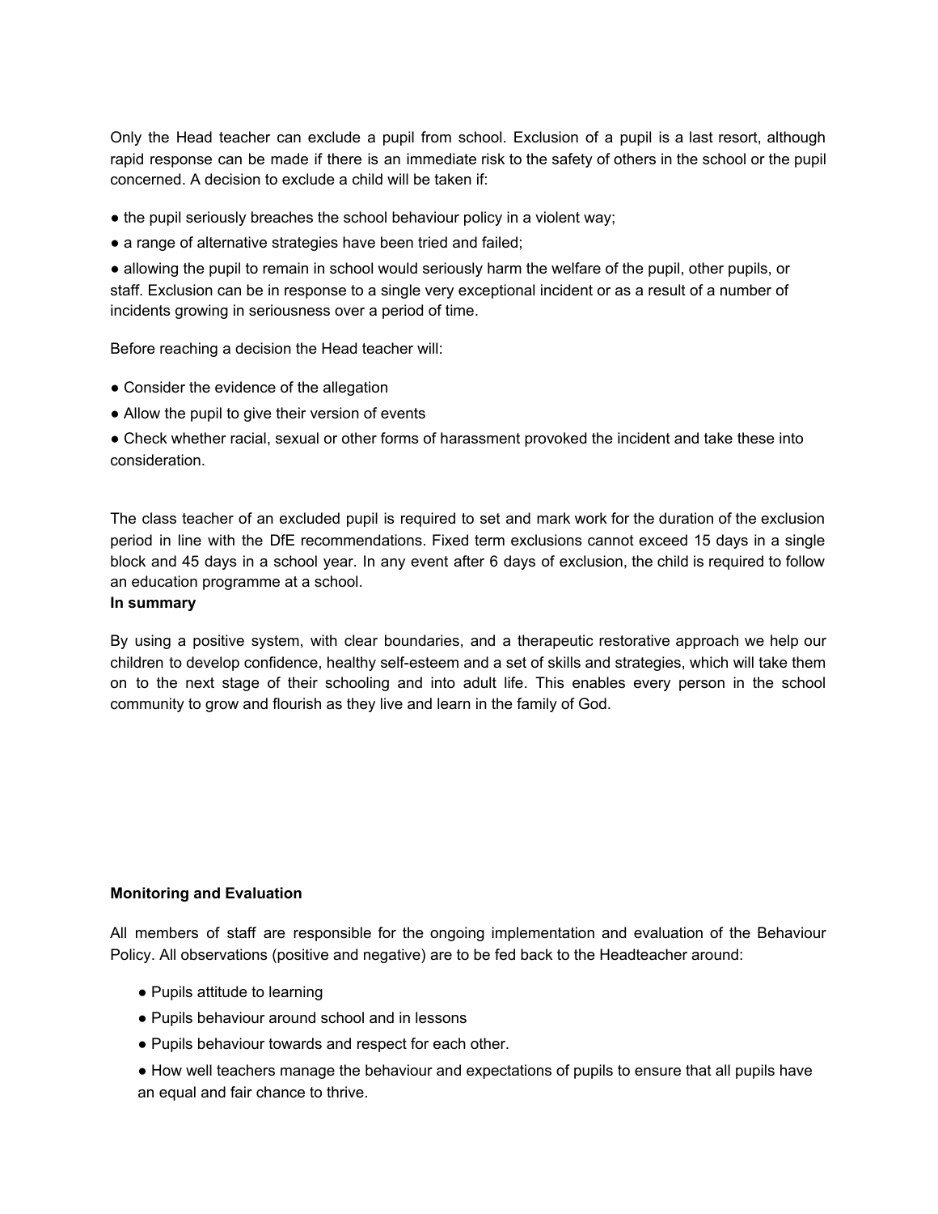Only the Head teacher can exclude a pupil from school. Exclusion of a pupil is a last resort, although rapid response can be made if there is an immediate risk to the safety of others in the school or the pupil concerned. A decision to exclude a child will be taken if:

- the pupil seriously breaches the school behaviour policy in a violent way;
- a range of alternative strategies have been tried and failed;
- allowing the pupil to remain in school would seriously harm the welfare of the pupil, other pupils, or staff. Exclusion can be in response to a single very exceptional incident or as a result of a number of incidents growing in seriousness over a period of time.

Before reaching a decision the Head teacher will:

- Consider the evidence of the allegation
- Allow the pupil to give their version of events
- Check whether racial, sexual or other forms of harassment provoked the incident and take these into consideration.

The class teacher of an excluded pupil is required to set and mark work for the duration of the exclusion period in line with the DfE recommendations. Fixed term exclusions cannot exceed 15 days in a single block and 45 days in a school year. In any event after 6 days of exclusion, the child is required to follow an education programme at a school.

**In summary**

By using a positive system, with clear boundaries, and a therapeutic restorative approach we help our children to develop confidence, healthy self-esteem and a set of skills and strategies, which will take them on to the next stage of their schooling and into adult life. This enables every person in the school community to grow and flourish as they live and learn in the family of God.

**Monitoring and Evaluation**

All members of staff are responsible for the ongoing implementation and evaluation of the Behaviour Policy. All observations (positive and negative) are to be fed back to the Headteacher around:

- Pupils attitude to learning
- Pupils behaviour around school and in lessons
- Pupils behaviour towards and respect for each other.
- How well teachers manage the behaviour and expectations of pupils to ensure that all pupils have an equal and fair chance to thrive.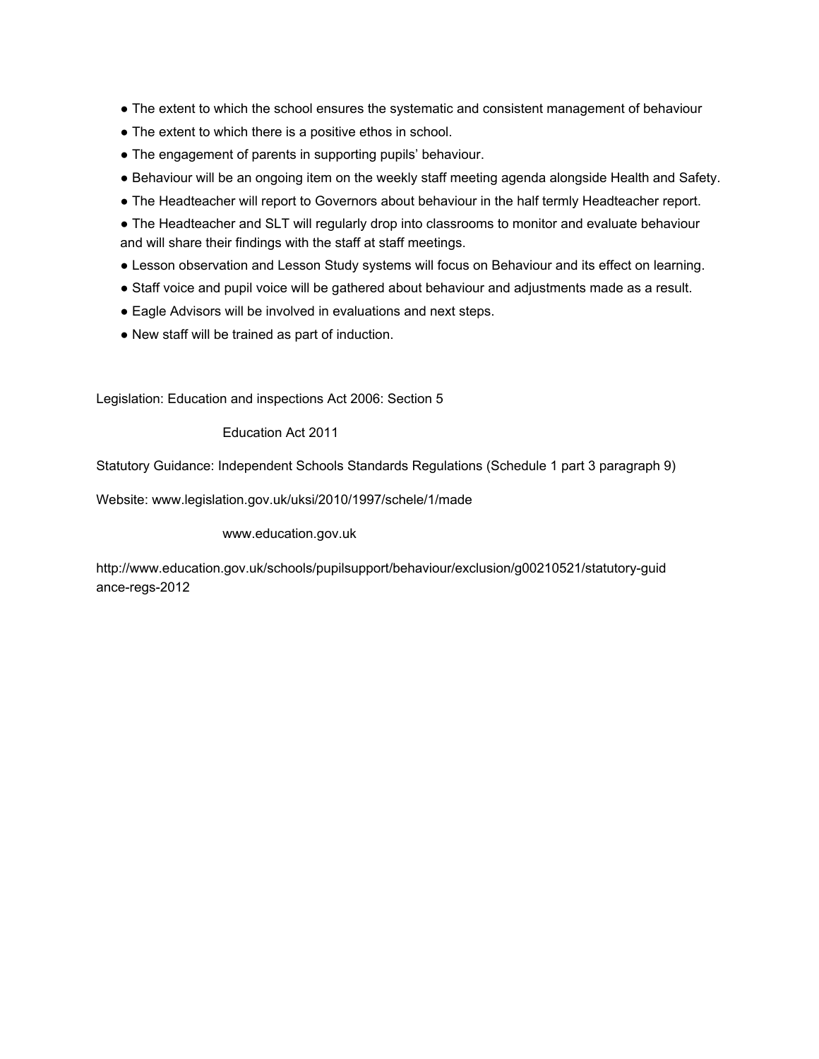- The extent to which the school ensures the systematic and consistent management of behaviour
- The extent to which there is a positive ethos in school.
- The engagement of parents in supporting pupils' behaviour.
- Behaviour will be an ongoing item on the weekly staff meeting agenda alongside Health and Safety.
- The Headteacher will report to Governors about behaviour in the half termly Headteacher report.
- The Headteacher and SLT will regularly drop into classrooms to monitor and evaluate behaviour and will share their findings with the staff at staff meetings.
- Lesson observation and Lesson Study systems will focus on Behaviour and its effect on learning.
- Staff voice and pupil voice will be gathered about behaviour and adjustments made as a result.
- Eagle Advisors will be involved in evaluations and next steps.
- New staff will be trained as part of induction.

Legislation: Education and inspections Act 2006: Section 5

Education Act 2011

Statutory Guidance: Independent Schools Standards Regulations (Schedule 1 part 3 paragraph 9)

Website: www.legislation.gov.uk/uksi/2010/1997/schele/1/made

www.education.gov.uk

http://www.education.gov.uk/schools/pupilsupport/behaviour/exclusion/g00210521/statutory-guidance-regs-2012